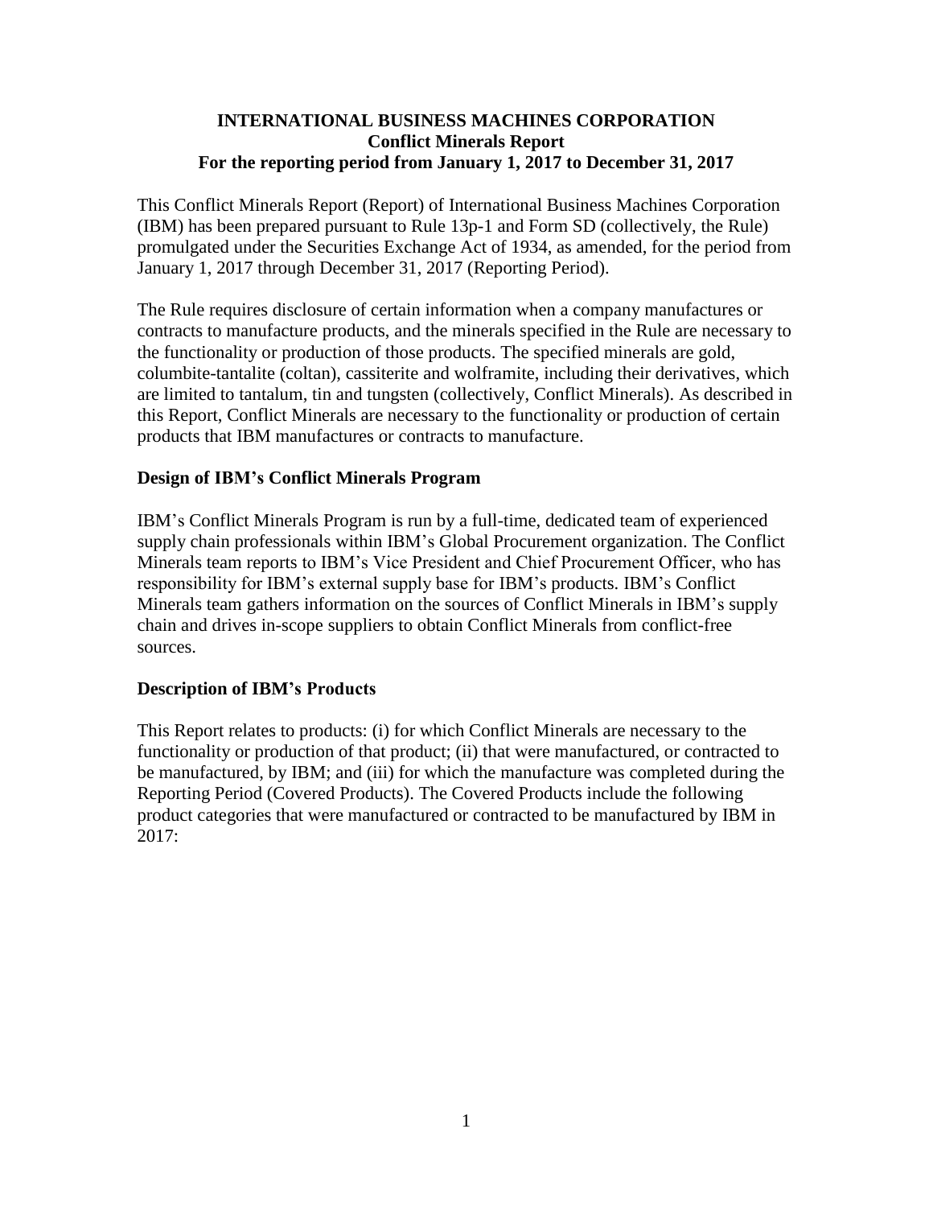# INTERNATIONAL BUSINESS MACHINES CORPORATION
## Conflict Minerals Report
## For the reporting period from January 1, 2017 to December 31, 2017

This Conflict Minerals Report (Report) of International Business Machines Corporation (IBM) has been prepared pursuant to Rule 13p-1 and Form SD (collectively, the Rule) promulgated under the Securities Exchange Act of 1934, as amended, for the period from January 1, 2017 through December 31, 2017 (Reporting Period).

The Rule requires disclosure of certain information when a company manufactures or contracts to manufacture products, and the minerals specified in the Rule are necessary to the functionality or production of those products. The specified minerals are gold, columbite-tantalite (coltan), cassiterite and wolframite, including their derivatives, which are limited to tantalum, tin and tungsten (collectively, Conflict Minerals). As described in this Report, Conflict Minerals are necessary to the functionality or production of certain products that IBM manufactures or contracts to manufacture.

### Design of IBM's Conflict Minerals Program

IBM's Conflict Minerals Program is run by a full-time, dedicated team of experienced supply chain professionals within IBM's Global Procurement organization. The Conflict Minerals team reports to IBM's Vice President and Chief Procurement Officer, who has responsibility for IBM's external supply base for IBM's products. IBM's Conflict Minerals team gathers information on the sources of Conflict Minerals in IBM's supply chain and drives in-scope suppliers to obtain Conflict Minerals from conflict-free sources.

### Description of IBM's Products

This Report relates to products: (i) for which Conflict Minerals are necessary to the functionality or production of that product; (ii) that were manufactured, or contracted to be manufactured, by IBM; and (iii) for which the manufacture was completed during the Reporting Period (Covered Products). The Covered Products include the following product categories that were manufactured or contracted to be manufactured by IBM in 2017: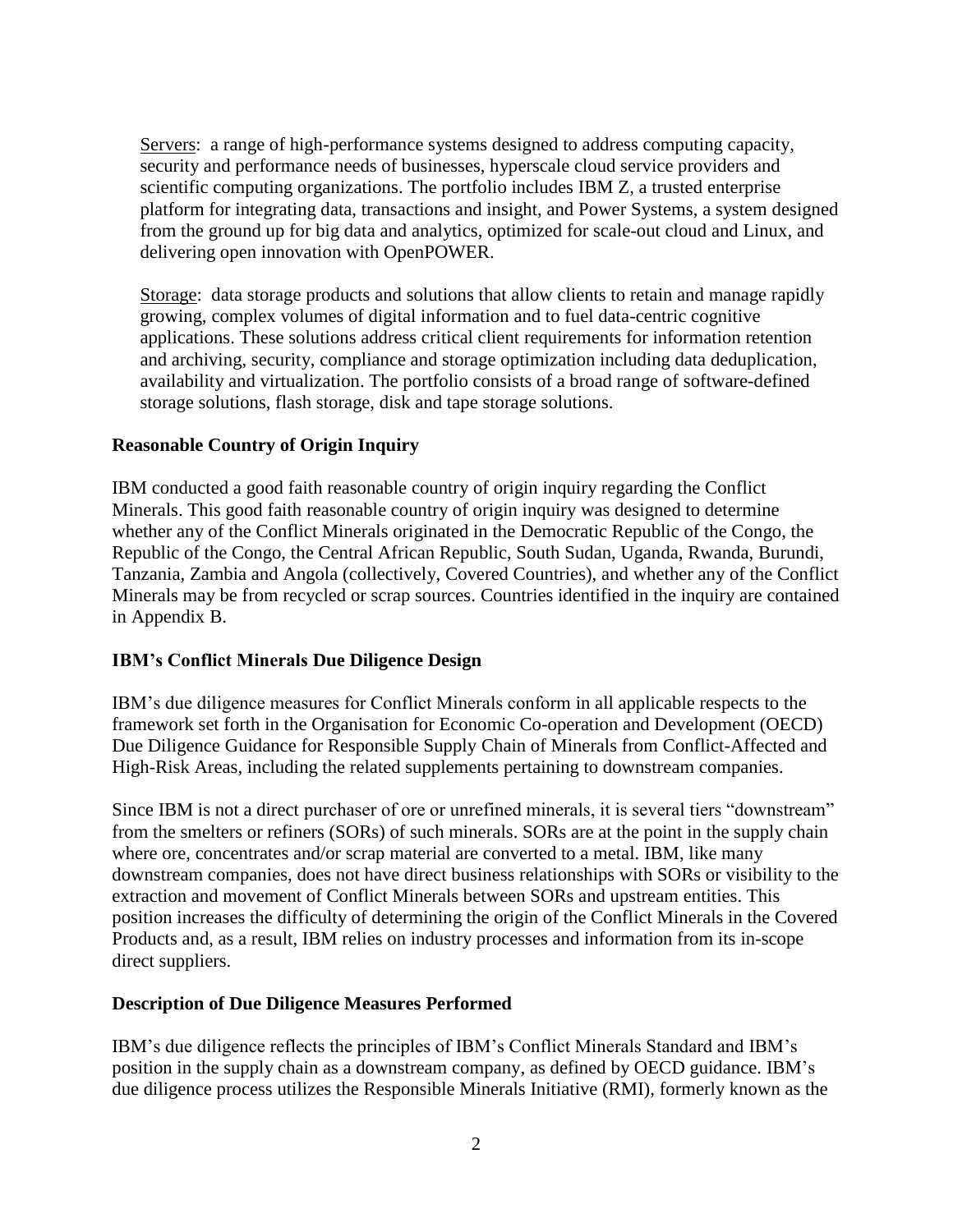<u>Servers</u>: a range of high-performance systems designed to address computing capacity, security and performance needs of businesses, hyperscale cloud service providers and scientific computing organizations. The portfolio includes IBM Z, a trusted enterprise platform for integrating data, transactions and insight, and Power Systems, a system designed from the ground up for big data and analytics, optimized for scale-out cloud and Linux, and delivering open innovation with OpenPOWER.

<u>Storage</u>: data storage products and solutions that allow clients to retain and manage rapidly growing, complex volumes of digital information and to fuel data-centric cognitive applications. These solutions address critical client requirements for information retention and archiving, security, compliance and storage optimization including data deduplication, availability and virtualization. The portfolio consists of a broad range of software-defined storage solutions, flash storage, disk and tape storage solutions.

**Reasonable Country of Origin Inquiry**

IBM conducted a good faith reasonable country of origin inquiry regarding the Conflict Minerals. This good faith reasonable country of origin inquiry was designed to determine whether any of the Conflict Minerals originated in the Democratic Republic of the Congo, the Republic of the Congo, the Central African Republic, South Sudan, Uganda, Rwanda, Burundi, Tanzania, Zambia and Angola (collectively, Covered Countries), and whether any of the Conflict Minerals may be from recycled or scrap sources. Countries identified in the inquiry are contained in Appendix B.

**IBM's Conflict Minerals Due Diligence Design**

IBM's due diligence measures for Conflict Minerals conform in all applicable respects to the framework set forth in the Organisation for Economic Co-operation and Development (OECD) Due Diligence Guidance for Responsible Supply Chain of Minerals from Conflict-Affected and High-Risk Areas, including the related supplements pertaining to downstream companies.

Since IBM is not a direct purchaser of ore or unrefined minerals, it is several tiers "downstream" from the smelters or refiners (SORs) of such minerals. SORs are at the point in the supply chain where ore, concentrates and/or scrap material are converted to a metal. IBM, like many downstream companies, does not have direct business relationships with SORs or visibility to the extraction and movement of Conflict Minerals between SORs and upstream entities. This position increases the difficulty of determining the origin of the Conflict Minerals in the Covered Products and, as a result, IBM relies on industry processes and information from its in-scope direct suppliers.

**Description of Due Diligence Measures Performed**

IBM's due diligence reflects the principles of IBM's Conflict Minerals Standard and IBM's position in the supply chain as a downstream company, as defined by OECD guidance. IBM's due diligence process utilizes the Responsible Minerals Initiative (RMI), formerly known as the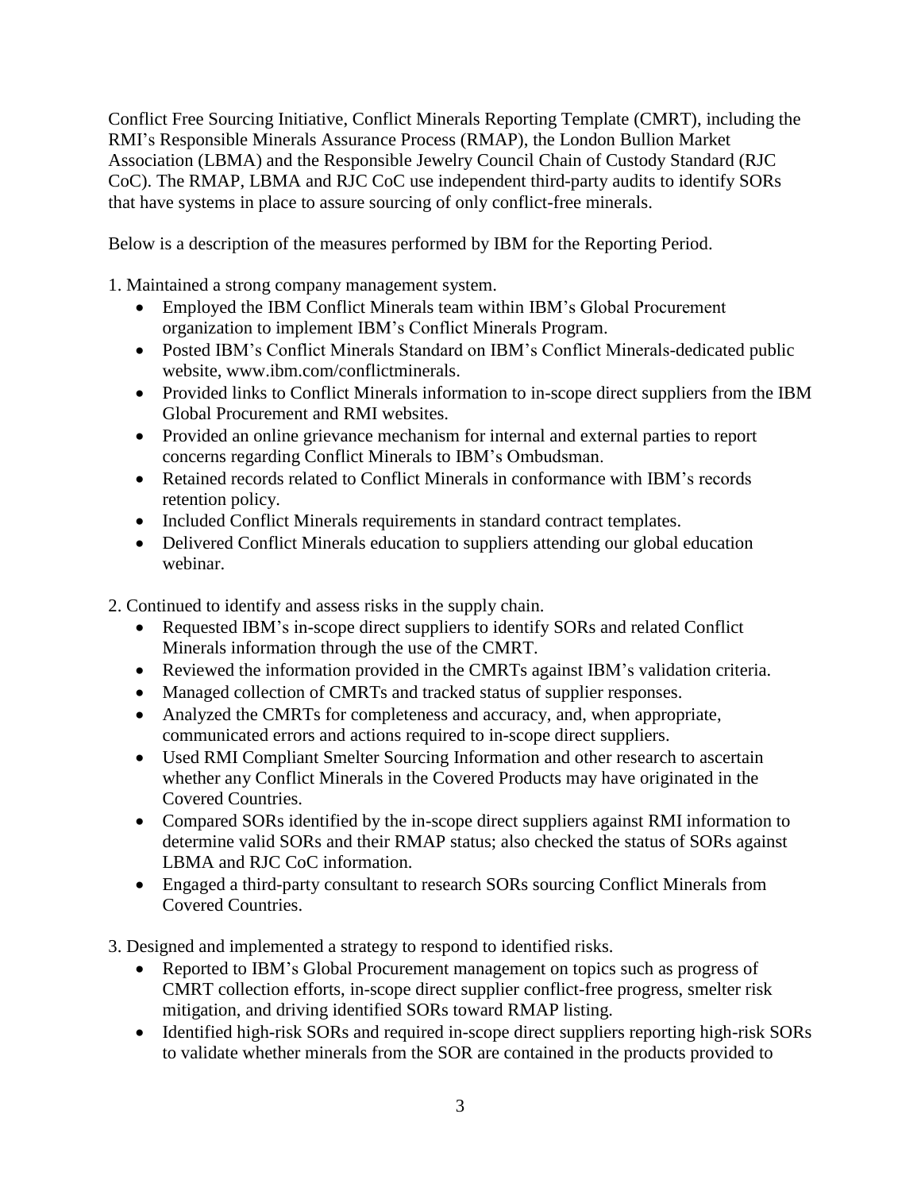Conflict Free Sourcing Initiative, Conflict Minerals Reporting Template (CMRT), including the RMI's Responsible Minerals Assurance Process (RMAP), the London Bullion Market Association (LBMA) and the Responsible Jewelry Council Chain of Custody Standard (RJC CoC). The RMAP, LBMA and RJC CoC use independent third-party audits to identify SORs that have systems in place to assure sourcing of only conflict-free minerals.

Below is a description of the measures performed by IBM for the Reporting Period.

1. Maintained a strong company management system.
   - Employed the IBM Conflict Minerals team within IBM's Global Procurement organization to implement IBM's Conflict Minerals Program.
   - Posted IBM's Conflict Minerals Standard on IBM's Conflict Minerals-dedicated public website, www.ibm.com/conflictminerals.
   - Provided links to Conflict Minerals information to in-scope direct suppliers from the IBM Global Procurement and RMI websites.
   - Provided an online grievance mechanism for internal and external parties to report concerns regarding Conflict Minerals to IBM's Ombudsman.
   - Retained records related to Conflict Minerals in conformance with IBM's records retention policy.
   - Included Conflict Minerals requirements in standard contract templates.
   - Delivered Conflict Minerals education to suppliers attending our global education webinar.

2. Continued to identify and assess risks in the supply chain.
   - Requested IBM's in-scope direct suppliers to identify SORs and related Conflict Minerals information through the use of the CMRT.
   - Reviewed the information provided in the CMRTs against IBM's validation criteria.
   - Managed collection of CMRTs and tracked status of supplier responses.
   - Analyzed the CMRTs for completeness and accuracy, and, when appropriate, communicated errors and actions required to in-scope direct suppliers.
   - Used RMI Compliant Smelter Sourcing Information and other research to ascertain whether any Conflict Minerals in the Covered Products may have originated in the Covered Countries.
   - Compared SORs identified by the in-scope direct suppliers against RMI information to determine valid SORs and their RMAP status; also checked the status of SORs against LBMA and RJC CoC information.
   - Engaged a third-party consultant to research SORs sourcing Conflict Minerals from Covered Countries.

3. Designed and implemented a strategy to respond to identified risks.
   - Reported to IBM's Global Procurement management on topics such as progress of CMRT collection efforts, in-scope direct supplier conflict-free progress, smelter risk mitigation, and driving identified SORs toward RMAP listing.
   - Identified high-risk SORs and required in-scope direct suppliers reporting high-risk SORs to validate whether minerals from the SOR are contained in the products provided to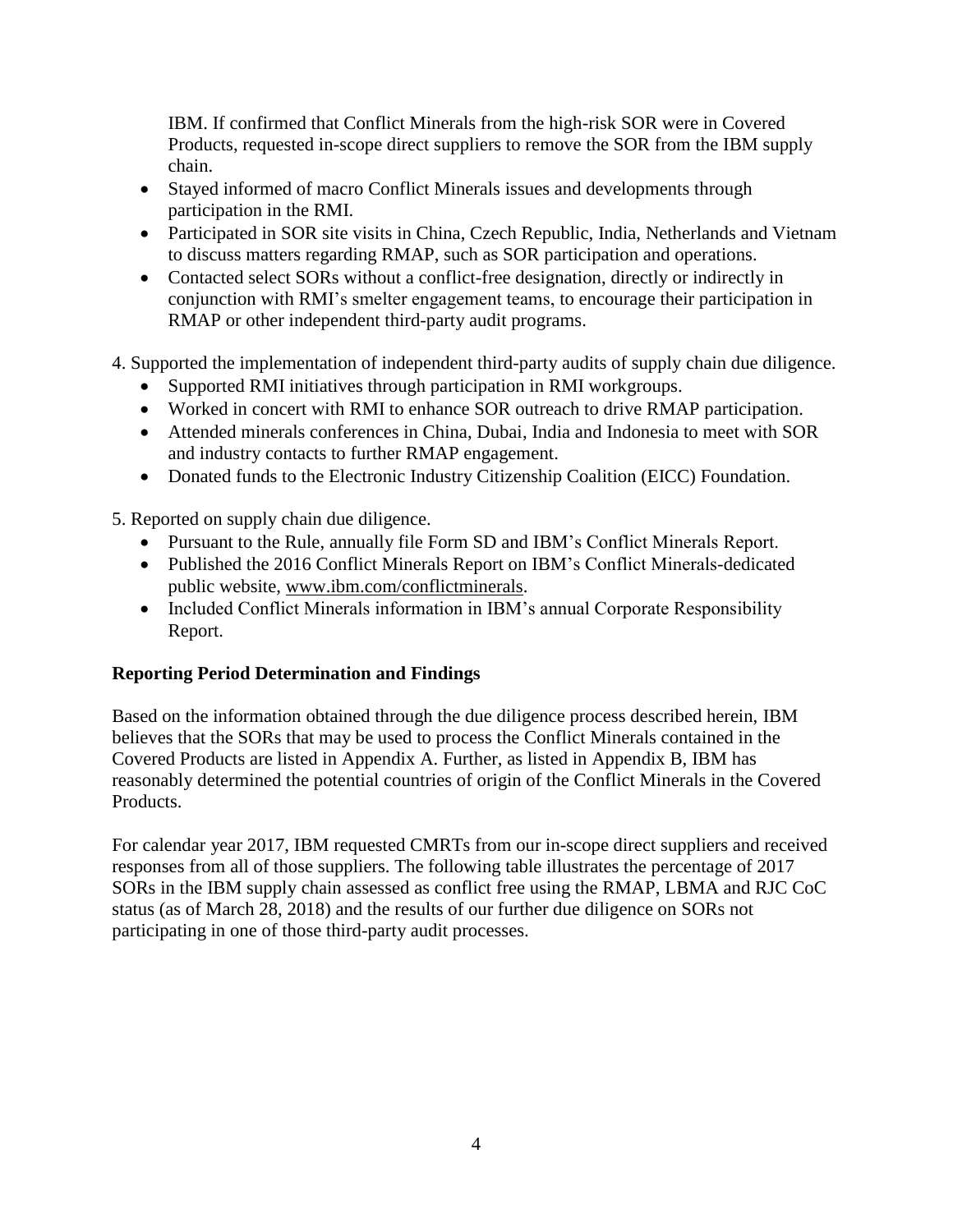IBM. If confirmed that Conflict Minerals from the high-risk SOR were in Covered Products, requested in-scope direct suppliers to remove the SOR from the IBM supply chain.

- Stayed informed of macro Conflict Minerals issues and developments through participation in the RMI.
- Participated in SOR site visits in China, Czech Republic, India, Netherlands and Vietnam to discuss matters regarding RMAP, such as SOR participation and operations.
- Contacted select SORs without a conflict-free designation, directly or indirectly in conjunction with RMI's smelter engagement teams, to encourage their participation in RMAP or other independent third-party audit programs.

4. Supported the implementation of independent third-party audits of supply chain due diligence.
   - Supported RMI initiatives through participation in RMI workgroups.
   - Worked in concert with RMI to enhance SOR outreach to drive RMAP participation.
   - Attended minerals conferences in China, Dubai, India and Indonesia to meet with SOR and industry contacts to further RMAP engagement.
   - Donated funds to the Electronic Industry Citizenship Coalition (EICC) Foundation.

5. Reported on supply chain due diligence.
   - Pursuant to the Rule, annually file Form SD and IBM's Conflict Minerals Report.
   - Published the 2016 Conflict Minerals Report on IBM's Conflict Minerals-dedicated public website, www.ibm.com/conflictminerals.
   - Included Conflict Minerals information in IBM's annual Corporate Responsibility Report.

**Reporting Period Determination and Findings**

Based on the information obtained through the due diligence process described herein, IBM believes that the SORs that may be used to process the Conflict Minerals contained in the Covered Products are listed in Appendix A. Further, as listed in Appendix B, IBM has reasonably determined the potential countries of origin of the Conflict Minerals in the Covered Products.

For calendar year 2017, IBM requested CMRTs from our in-scope direct suppliers and received responses from all of those suppliers. The following table illustrates the percentage of 2017 SORs in the IBM supply chain assessed as conflict free using the RMAP, LBMA and RJC CoC status (as of March 28, 2018) and the results of our further due diligence on SORs not participating in one of those third-party audit processes.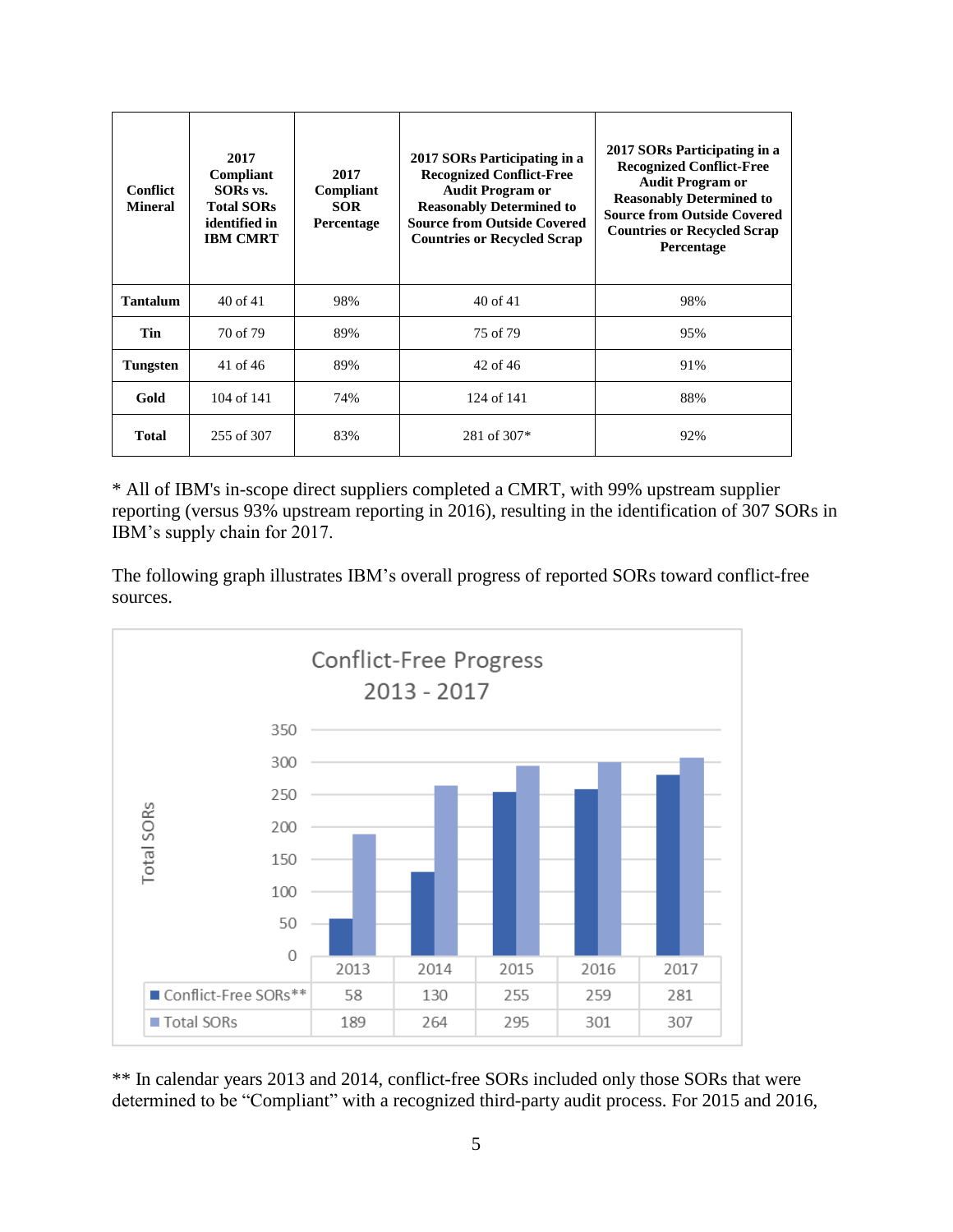| Conflict Mineral | 2017 Compliant SORs vs. Total SORs identified in IBM CMRT | 2017 Compliant SOR Percentage | 2017 SORs Participating in a Recognized Conflict-Free Audit Program or Reasonably Determined to Source from Outside Covered Countries or Recycled Scrap | 2017 SORs Participating in a Recognized Conflict-Free Audit Program or Reasonably Determined to Source from Outside Covered Countries or Recycled Scrap Percentage |
|---|---|---|---|---|
| **Tantalum** | 40 of 41 | 98% | 40 of 41 | 98% |
| **Tin** | 70 of 79 | 89% | 75 of 79 | 95% |
| **Tungsten** | 41 of 46 | 89% | 42 of 46 | 91% |
| **Gold** | 104 of 141 | 74% | 124 of 141 | 88% |
| **Total** | 255 of 307 | 83% | 281 of 307* | 92% |

* All of IBM's in-scope direct suppliers completed a CMRT, with 99% upstream supplier reporting (versus 93% upstream reporting in 2016), resulting in the identification of 307 SORs in IBM's supply chain for 2017.

The following graph illustrates IBM's overall progress of reported SORs toward conflict-free sources.

Conflict-Free Progress 2013 - 2017

| | 2013 | 2014 | 2015 | 2016 | 2017 |
|---|---|---|---|---|---|
| Conflict-Free SORs** | 58 | 130 | 255 | 259 | 281 |
| Total SORs | 189 | 264 | 295 | 301 | 307 |

** In calendar years 2013 and 2014, conflict-free SORs included only those SORs that were determined to be "Compliant" with a recognized third-party audit process. For 2015 and 2016,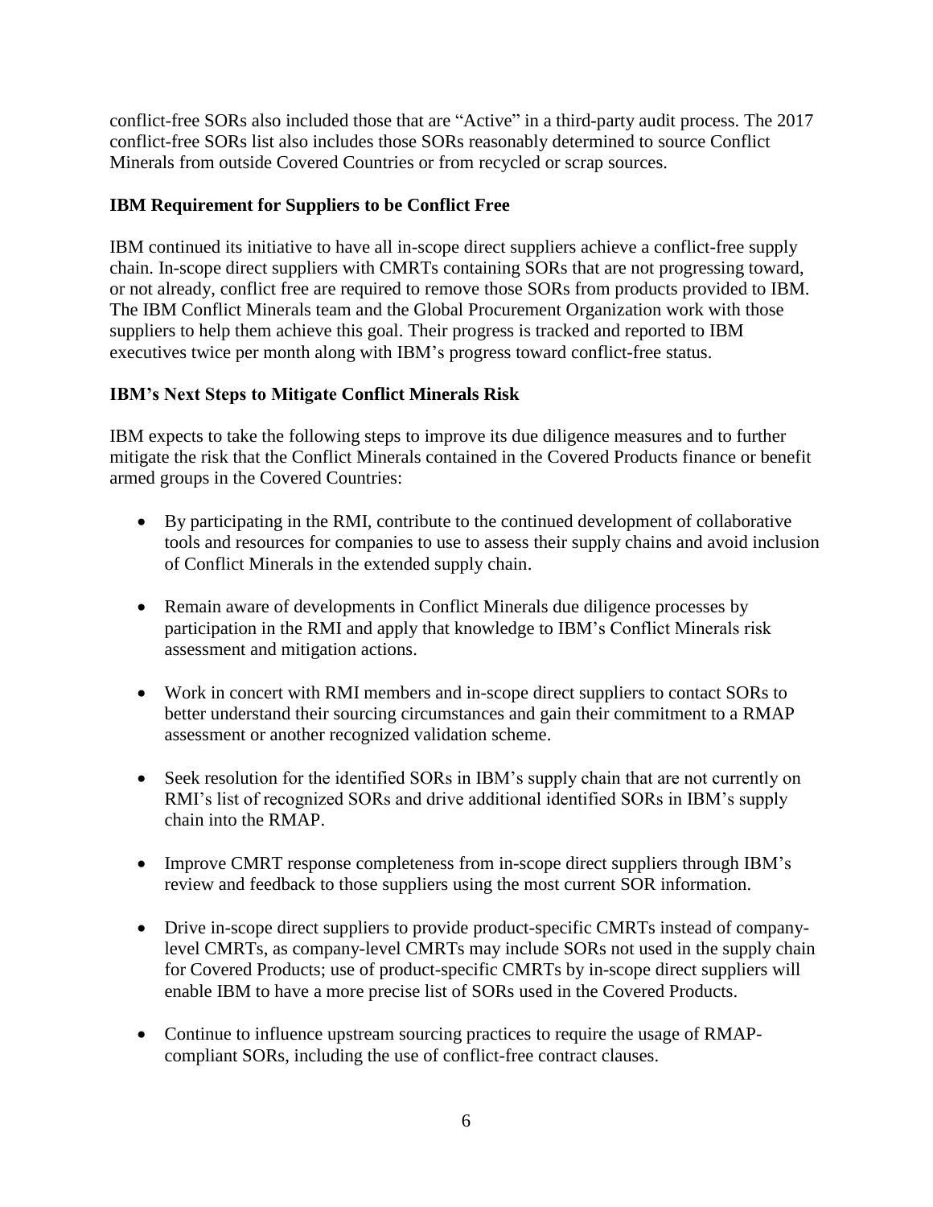conflict-free SORs also included those that are "Active" in a third-party audit process. The 2017 conflict-free SORs list also includes those SORs reasonably determined to source Conflict Minerals from outside Covered Countries or from recycled or scrap sources.

### IBM Requirement for Suppliers to be Conflict Free

IBM continued its initiative to have all in-scope direct suppliers achieve a conflict-free supply chain. In-scope direct suppliers with CMRTs containing SORs that are not progressing toward, or not already, conflict free are required to remove those SORs from products provided to IBM. The IBM Conflict Minerals team and the Global Procurement Organization work with those suppliers to help them achieve this goal. Their progress is tracked and reported to IBM executives twice per month along with IBM's progress toward conflict-free status.

### IBM's Next Steps to Mitigate Conflict Minerals Risk

IBM expects to take the following steps to improve its due diligence measures and to further mitigate the risk that the Conflict Minerals contained in the Covered Products finance or benefit armed groups in the Covered Countries:

- By participating in the RMI, contribute to the continued development of collaborative tools and resources for companies to use to assess their supply chains and avoid inclusion of Conflict Minerals in the extended supply chain.
- Remain aware of developments in Conflict Minerals due diligence processes by participation in the RMI and apply that knowledge to IBM's Conflict Minerals risk assessment and mitigation actions.
- Work in concert with RMI members and in-scope direct suppliers to contact SORs to better understand their sourcing circumstances and gain their commitment to a RMAP assessment or another recognized validation scheme.
- Seek resolution for the identified SORs in IBM's supply chain that are not currently on RMI's list of recognized SORs and drive additional identified SORs in IBM's supply chain into the RMAP.
- Improve CMRT response completeness from in-scope direct suppliers through IBM's review and feedback to those suppliers using the most current SOR information.
- Drive in-scope direct suppliers to provide product-specific CMRTs instead of company-level CMRTs, as company-level CMRTs may include SORs not used in the supply chain for Covered Products; use of product-specific CMRTs by in-scope direct suppliers will enable IBM to have a more precise list of SORs used in the Covered Products.
- Continue to influence upstream sourcing practices to require the usage of RMAP-compliant SORs, including the use of conflict-free contract clauses.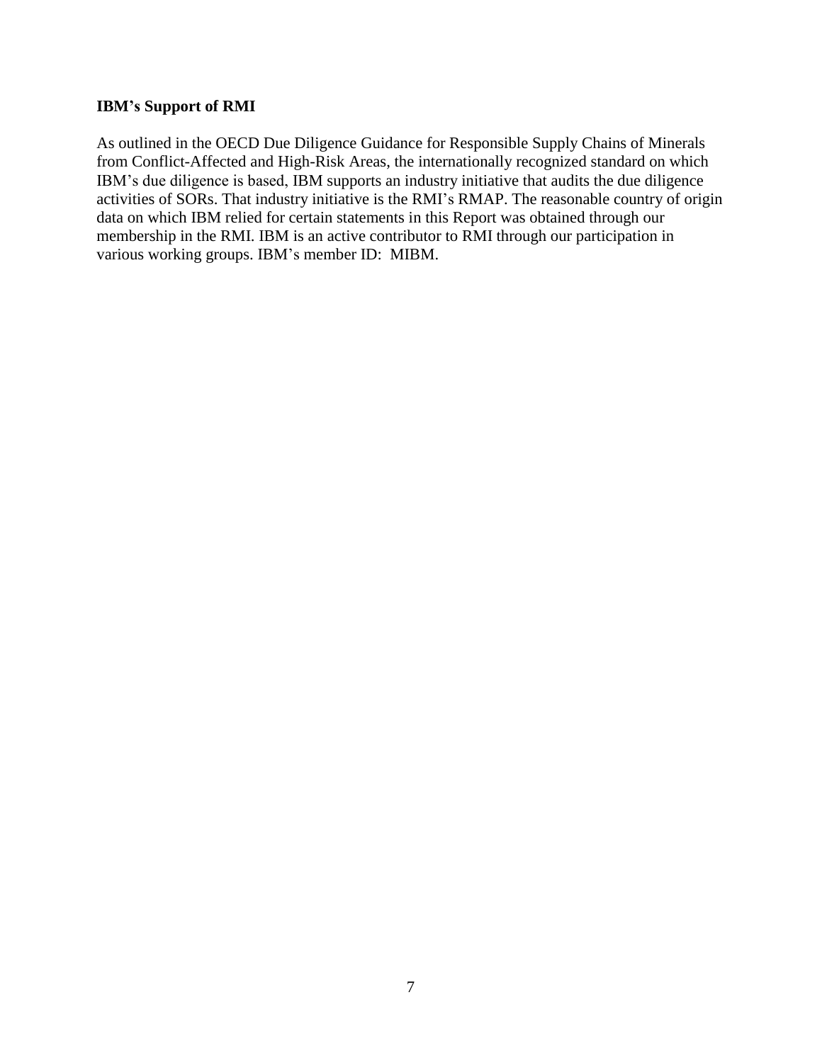**IBM's Support of RMI**

As outlined in the OECD Due Diligence Guidance for Responsible Supply Chains of Minerals from Conflict-Affected and High-Risk Areas, the internationally recognized standard on which IBM's due diligence is based, IBM supports an industry initiative that audits the due diligence activities of SORs. That industry initiative is the RMI's RMAP. The reasonable country of origin data on which IBM relied for certain statements in this Report was obtained through our membership in the RMI. IBM is an active contributor to RMI through our participation in various working groups. IBM's member ID: MIBM.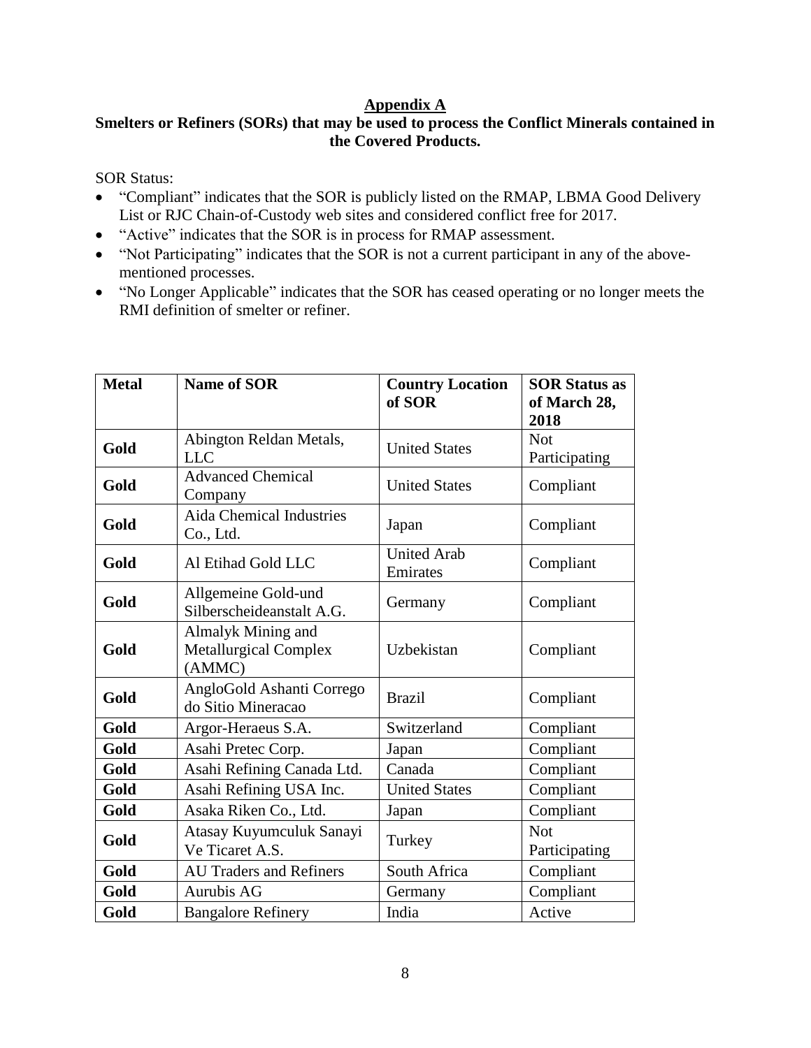## Appendix A

### Smelters or Refiners (SORs) that may be used to process the Conflict Minerals contained in the Covered Products.

SOR Status:

- "Compliant" indicates that the SOR is publicly listed on the RMAP, LBMA Good Delivery List or RJC Chain-of-Custody web sites and considered conflict free for 2017.
- "Active" indicates that the SOR is in process for RMAP assessment.
- "Not Participating" indicates that the SOR is not a current participant in any of the above-mentioned processes.
- "No Longer Applicable" indicates that the SOR has ceased operating or no longer meets the RMI definition of smelter or refiner.

| Metal | Name of SOR | Country Location of SOR | SOR Status as of March 28, 2018 |
|---|---|---|---|
| **Gold** | Abington Reldan Metals, LLC | United States | Not Participating |
| **Gold** | Advanced Chemical Company | United States | Compliant |
| **Gold** | Aida Chemical Industries Co., Ltd. | Japan | Compliant |
| **Gold** | Al Etihad Gold LLC | United Arab Emirates | Compliant |
| **Gold** | Allgemeine Gold-und Silberscheideanstalt A.G. | Germany | Compliant |
| **Gold** | Almalyk Mining and Metallurgical Complex (AMMC) | Uzbekistan | Compliant |
| **Gold** | AngloGold Ashanti Corrego do Sitio Mineracao | Brazil | Compliant |
| **Gold** | Argor-Heraeus S.A. | Switzerland | Compliant |
| **Gold** | Asahi Pretec Corp. | Japan | Compliant |
| **Gold** | Asahi Refining Canada Ltd. | Canada | Compliant |
| **Gold** | Asahi Refining USA Inc. | United States | Compliant |
| **Gold** | Asaka Riken Co., Ltd. | Japan | Compliant |
| **Gold** | Atasay Kuyumculuk Sanayi Ve Ticaret A.S. | Turkey | Not Participating |
| **Gold** | AU Traders and Refiners | South Africa | Compliant |
| **Gold** | Aurubis AG | Germany | Compliant |
| **Gold** | Bangalore Refinery | India | Active |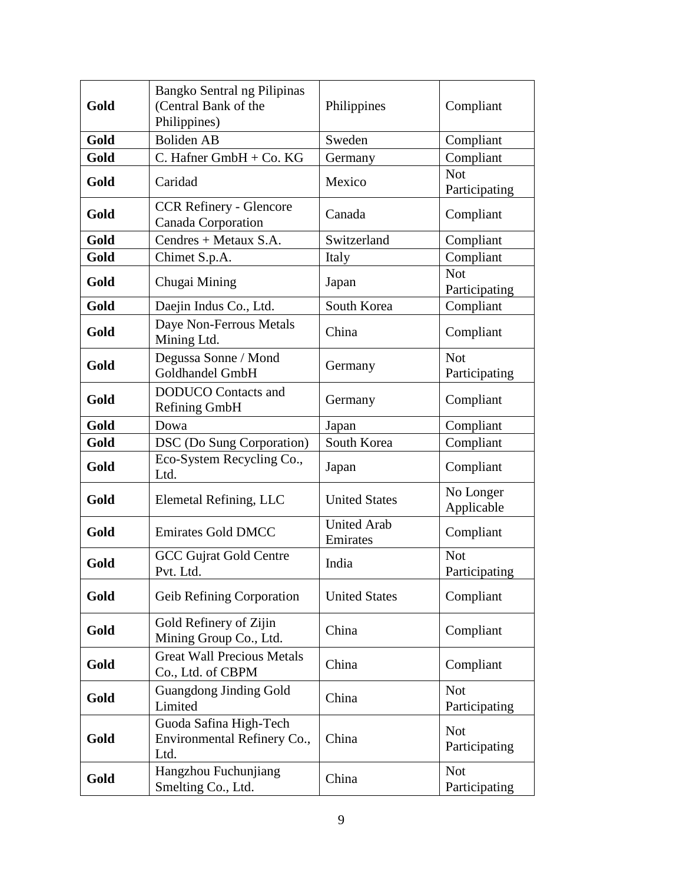| **Gold** | Bangko Sentral ng Pilipinas (Central Bank of the Philippines) | Philippines | Compliant |
|---|---|---|---|
| **Gold** | Boliden AB | Sweden | Compliant |
| **Gold** | C. Hafner GmbH + Co. KG | Germany | Compliant |
| **Gold** | Caridad | Mexico | Not Participating |
| **Gold** | CCR Refinery - Glencore Canada Corporation | Canada | Compliant |
| **Gold** | Cendres + Metaux S.A. | Switzerland | Compliant |
| **Gold** | Chimet S.p.A. | Italy | Compliant |
| **Gold** | Chugai Mining | Japan | Not Participating |
| **Gold** | Daejin Indus Co., Ltd. | South Korea | Compliant |
| **Gold** | Daye Non-Ferrous Metals Mining Ltd. | China | Compliant |
| **Gold** | Degussa Sonne / Mond Goldhandel GmbH | Germany | Not Participating |
| **Gold** | DODUCO Contacts and Refining GmbH | Germany | Compliant |
| **Gold** | Dowa | Japan | Compliant |
| **Gold** | DSC (Do Sung Corporation) | South Korea | Compliant |
| **Gold** | Eco-System Recycling Co., Ltd. | Japan | Compliant |
| **Gold** | Elemetal Refining, LLC | United States | No Longer Applicable |
| **Gold** | Emirates Gold DMCC | United Arab Emirates | Compliant |
| **Gold** | GCC Gujrat Gold Centre Pvt. Ltd. | India | Not Participating |
| **Gold** | Geib Refining Corporation | United States | Compliant |
| **Gold** | Gold Refinery of Zijin Mining Group Co., Ltd. | China | Compliant |
| **Gold** | Great Wall Precious Metals Co., Ltd. of CBPM | China | Compliant |
| **Gold** | Guangdong Jinding Gold Limited | China | Not Participating |
| **Gold** | Guoda Safina High-Tech Environmental Refinery Co., Ltd. | China | Not Participating |
| **Gold** | Hangzhou Fuchunjiang Smelting Co., Ltd. | China | Not Participating |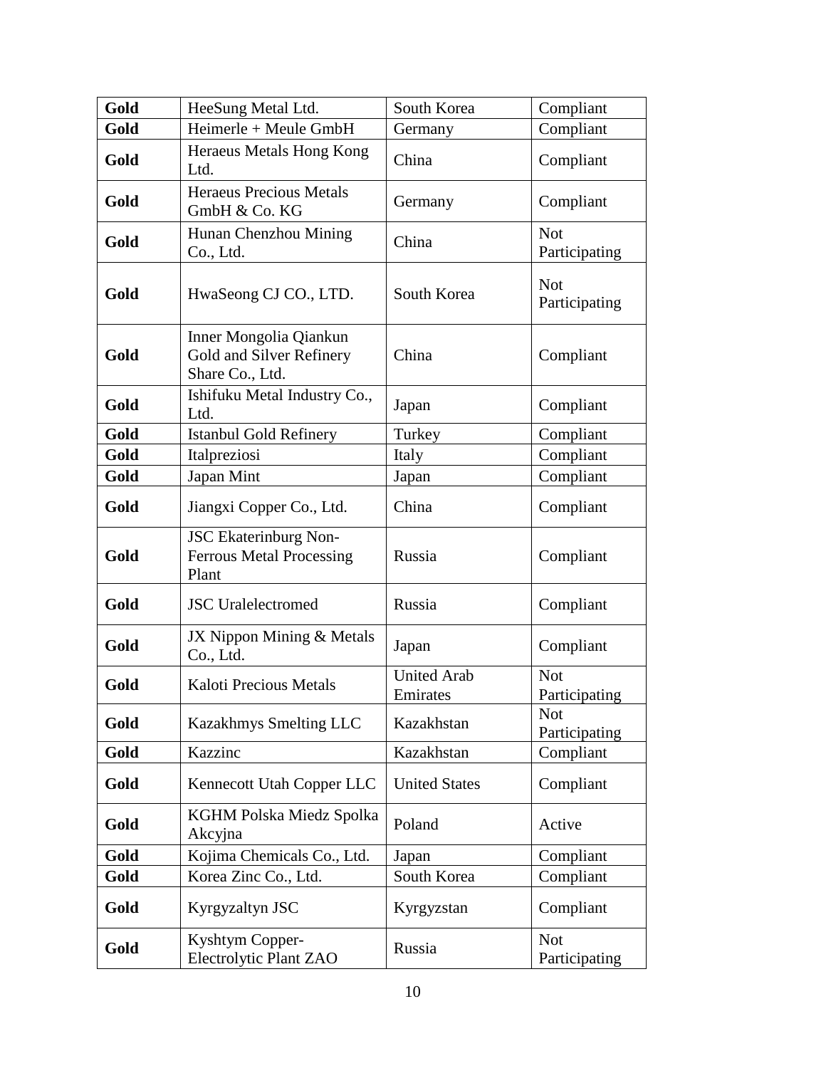| Gold | HeeSung Metal Ltd. | South Korea | Compliant |
|---|---|---|---|
| Gold | Heimerle + Meule GmbH | Germany | Compliant |
| Gold | Heraeus Metals Hong Kong Ltd. | China | Compliant |
| Gold | Heraeus Precious Metals GmbH & Co. KG | Germany | Compliant |
| Gold | Hunan Chenzhou Mining Co., Ltd. | China | Not Participating |
| Gold | HwaSeong CJ CO., LTD. | South Korea | Not Participating |
| Gold | Inner Mongolia Qiankun Gold and Silver Refinery Share Co., Ltd. | China | Compliant |
| Gold | Ishifuku Metal Industry Co., Ltd. | Japan | Compliant |
| Gold | Istanbul Gold Refinery | Turkey | Compliant |
| Gold | Italpreziosi | Italy | Compliant |
| Gold | Japan Mint | Japan | Compliant |
| Gold | Jiangxi Copper Co., Ltd. | China | Compliant |
| Gold | JSC Ekaterinburg Non-Ferrous Metal Processing Plant | Russia | Compliant |
| Gold | JSC Uralelectromed | Russia | Compliant |
| Gold | JX Nippon Mining & Metals Co., Ltd. | Japan | Compliant |
| Gold | Kaloti Precious Metals | United Arab Emirates | Not Participating |
| Gold | Kazakhmys Smelting LLC | Kazakhstan | Not Participating |
| Gold | Kazzinc | Kazakhstan | Compliant |
| Gold | Kennecott Utah Copper LLC | United States | Compliant |
| Gold | KGHM Polska Miedz Spolka Akcyjna | Poland | Active |
| Gold | Kojima Chemicals Co., Ltd. | Japan | Compliant |
| Gold | Korea Zinc Co., Ltd. | South Korea | Compliant |
| Gold | Kyrgyzaltyn JSC | Kyrgyzstan | Compliant |
| Gold | Kyshtym Copper-Electrolytic Plant ZAO | Russia | Not Participating |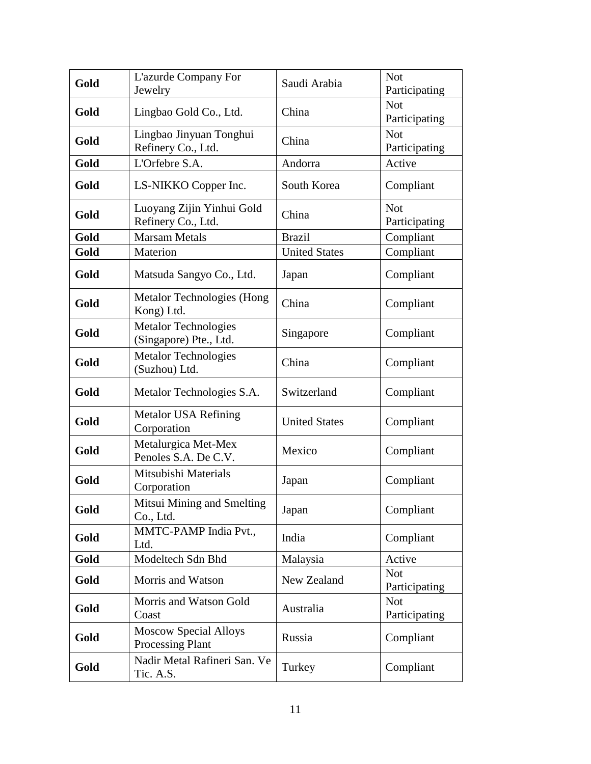| **Gold** | L'azurde Company For Jewelry | Saudi Arabia | Not Participating |
|---|---|---|---|
| **Gold** | Lingbao Gold Co., Ltd. | China | Not Participating |
| **Gold** | Lingbao Jinyuan Tonghui Refinery Co., Ltd. | China | Not Participating |
| **Gold** | L'Orfebre S.A. | Andorra | Active |
| **Gold** | LS-NIKKO Copper Inc. | South Korea | Compliant |
| **Gold** | Luoyang Zijin Yinhui Gold Refinery Co., Ltd. | China | Not Participating |
| **Gold** | Marsam Metals | Brazil | Compliant |
| **Gold** | Materion | United States | Compliant |
| **Gold** | Matsuda Sangyo Co., Ltd. | Japan | Compliant |
| **Gold** | Metalor Technologies (Hong Kong) Ltd. | China | Compliant |
| **Gold** | Metalor Technologies (Singapore) Pte., Ltd. | Singapore | Compliant |
| **Gold** | Metalor Technologies (Suzhou) Ltd. | China | Compliant |
| **Gold** | Metalor Technologies S.A. | Switzerland | Compliant |
| **Gold** | Metalor USA Refining Corporation | United States | Compliant |
| **Gold** | Metalurgica Met-Mex Penoles S.A. De C.V. | Mexico | Compliant |
| **Gold** | Mitsubishi Materials Corporation | Japan | Compliant |
| **Gold** | Mitsui Mining and Smelting Co., Ltd. | Japan | Compliant |
| **Gold** | MMTC-PAMP India Pvt., Ltd. | India | Compliant |
| **Gold** | Modeltech Sdn Bhd | Malaysia | Active |
| **Gold** | Morris and Watson | New Zealand | Not Participating |
| **Gold** | Morris and Watson Gold Coast | Australia | Not Participating |
| **Gold** | Moscow Special Alloys Processing Plant | Russia | Compliant |
| **Gold** | Nadir Metal Rafineri San. Ve Tic. A.S. | Turkey | Compliant |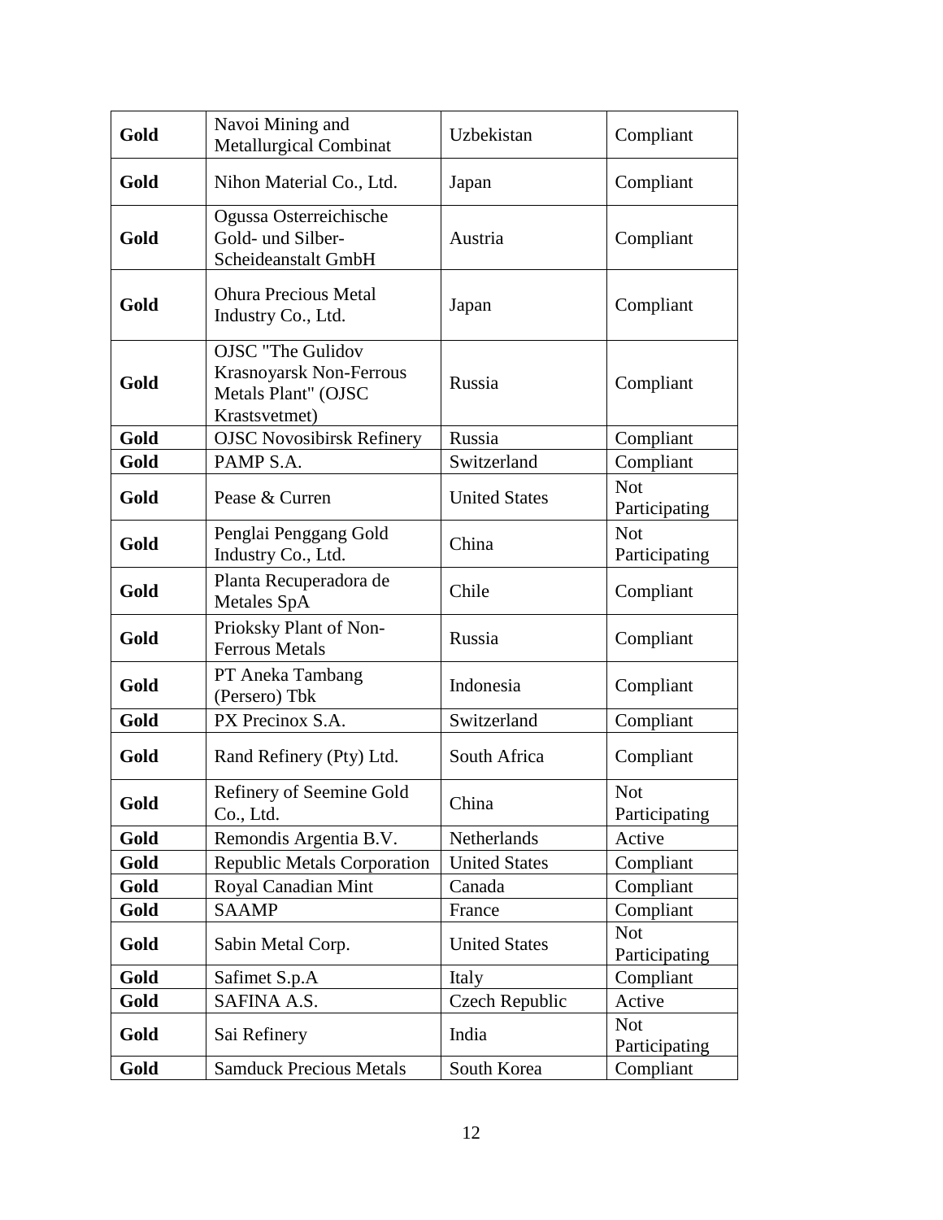| Gold | Navoi Mining and Metallurgical Combinat | Uzbekistan | Compliant |
|---|---|---|---|
| **Gold** | Nihon Material Co., Ltd. | Japan | Compliant |
| **Gold** | Ogussa Osterreichische Gold- und Silber-Scheideanstalt GmbH | Austria | Compliant |
| **Gold** | Ohura Precious Metal Industry Co., Ltd. | Japan | Compliant |
| **Gold** | OJSC "The Gulidov Krasnoyarsk Non-Ferrous Metals Plant" (OJSC Krastsvetmet) | Russia | Compliant |
| **Gold** | OJSC Novosibirsk Refinery | Russia | Compliant |
| **Gold** | PAMP S.A. | Switzerland | Compliant |
| **Gold** | Pease & Curren | United States | Not Participating |
| **Gold** | Penglai Penggang Gold Industry Co., Ltd. | China | Not Participating |
| **Gold** | Planta Recuperadora de Metales SpA | Chile | Compliant |
| **Gold** | Prioksky Plant of Non-Ferrous Metals | Russia | Compliant |
| **Gold** | PT Aneka Tambang (Persero) Tbk | Indonesia | Compliant |
| **Gold** | PX Precinox S.A. | Switzerland | Compliant |
| **Gold** | Rand Refinery (Pty) Ltd. | South Africa | Compliant |
| **Gold** | Refinery of Seemine Gold Co., Ltd. | China | Not Participating |
| **Gold** | Remondis Argentia B.V. | Netherlands | Active |
| **Gold** | Republic Metals Corporation | United States | Compliant |
| **Gold** | Royal Canadian Mint | Canada | Compliant |
| **Gold** | SAAMP | France | Compliant |
| **Gold** | Sabin Metal Corp. | United States | Not Participating |
| **Gold** | Safimet S.p.A | Italy | Compliant |
| **Gold** | SAFINA A.S. | Czech Republic | Active |
| **Gold** | Sai Refinery | India | Not Participating |
| **Gold** | Samduck Precious Metals | South Korea | Compliant |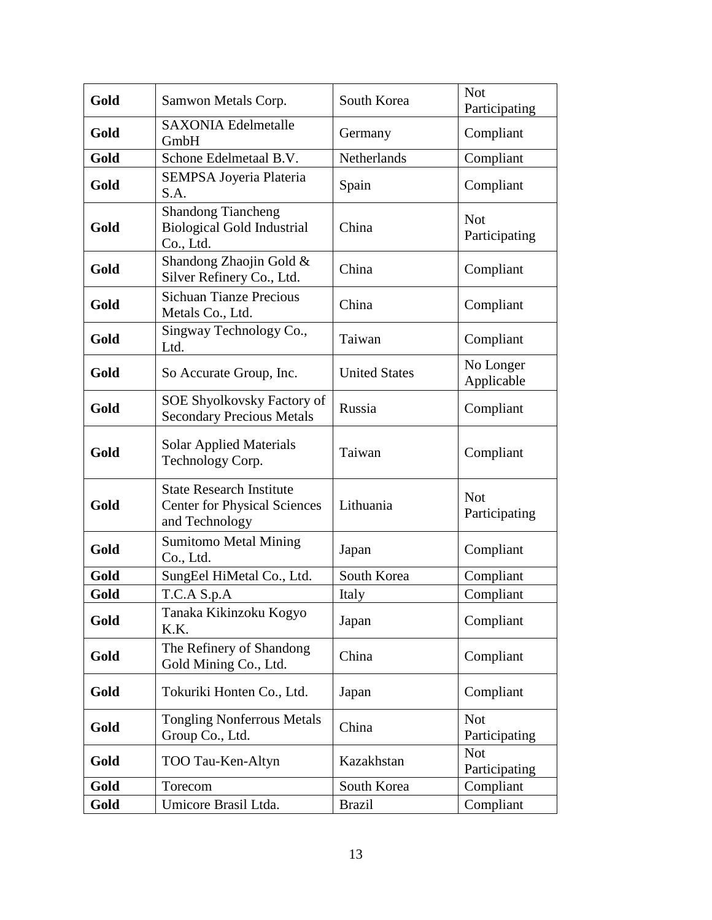| **Gold** | Samwon Metals Corp. | South Korea | Not Participating |
|---|---|---|---|
| **Gold** | SAXONIA Edelmetalle GmbH | Germany | Compliant |
| **Gold** | Schone Edelmetaal B.V. | Netherlands | Compliant |
| **Gold** | SEMPSA Joyeria Plateria S.A. | Spain | Compliant |
| **Gold** | Shandong Tiancheng Biological Gold Industrial Co., Ltd. | China | Not Participating |
| **Gold** | Shandong Zhaojin Gold & Silver Refinery Co., Ltd. | China | Compliant |
| **Gold** | Sichuan Tianze Precious Metals Co., Ltd. | China | Compliant |
| **Gold** | Singway Technology Co., Ltd. | Taiwan | Compliant |
| **Gold** | So Accurate Group, Inc. | United States | No Longer Applicable |
| **Gold** | SOE Shyolkovsky Factory of Secondary Precious Metals | Russia | Compliant |
| **Gold** | Solar Applied Materials Technology Corp. | Taiwan | Compliant |
| **Gold** | State Research Institute Center for Physical Sciences and Technology | Lithuania | Not Participating |
| **Gold** | Sumitomo Metal Mining Co., Ltd. | Japan | Compliant |
| **Gold** | SungEel HiMetal Co., Ltd. | South Korea | Compliant |
| **Gold** | T.C.A S.p.A | Italy | Compliant |
| **Gold** | Tanaka Kikinzoku Kogyo K.K. | Japan | Compliant |
| **Gold** | The Refinery of Shandong Gold Mining Co., Ltd. | China | Compliant |
| **Gold** | Tokuriki Honten Co., Ltd. | Japan | Compliant |
| **Gold** | Tongling Nonferrous Metals Group Co., Ltd. | China | Not Participating |
| **Gold** | TOO Tau-Ken-Altyn | Kazakhstan | Not Participating |
| **Gold** | Torecom | South Korea | Compliant |
| **Gold** | Umicore Brasil Ltda. | Brazil | Compliant |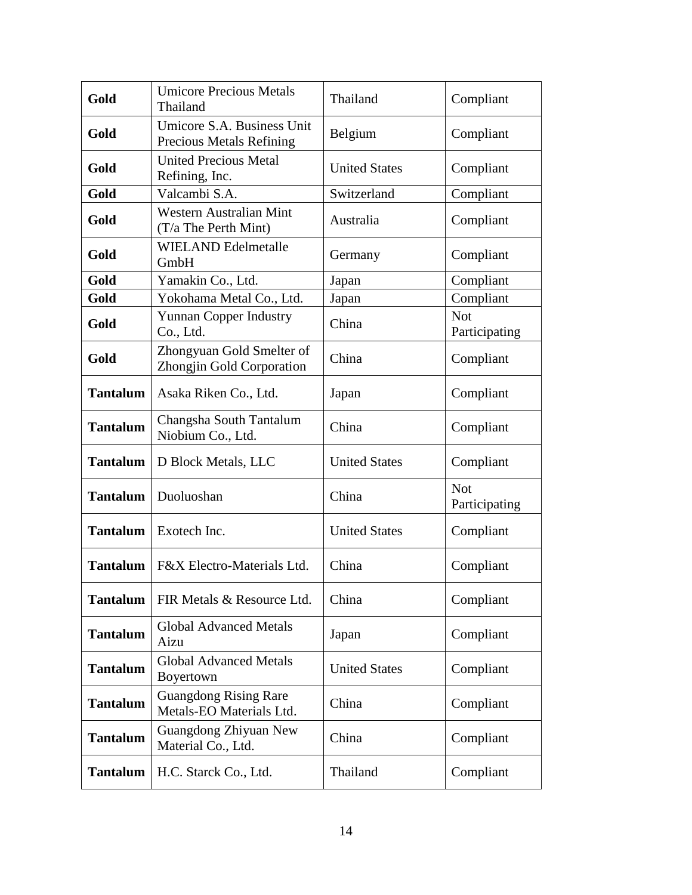| **Gold** | Umicore Precious Metals Thailand | Thailand | Compliant |
|---|---|---|---|
| **Gold** | Umicore S.A. Business Unit Precious Metals Refining | Belgium | Compliant |
| **Gold** | United Precious Metal Refining, Inc. | United States | Compliant |
| **Gold** | Valcambi S.A. | Switzerland | Compliant |
| **Gold** | Western Australian Mint (T/a The Perth Mint) | Australia | Compliant |
| **Gold** | WIELAND Edelmetalle GmbH | Germany | Compliant |
| **Gold** | Yamakin Co., Ltd. | Japan | Compliant |
| **Gold** | Yokohama Metal Co., Ltd. | Japan | Compliant |
| **Gold** | Yunnan Copper Industry Co., Ltd. | China | Not Participating |
| **Gold** | Zhongyuan Gold Smelter of Zhongjin Gold Corporation | China | Compliant |
| **Tantalum** | Asaka Riken Co., Ltd. | Japan | Compliant |
| **Tantalum** | Changsha South Tantalum Niobium Co., Ltd. | China | Compliant |
| **Tantalum** | D Block Metals, LLC | United States | Compliant |
| **Tantalum** | Duoluoshan | China | Not Participating |
| **Tantalum** | Exotech Inc. | United States | Compliant |
| **Tantalum** | F&X Electro-Materials Ltd. | China | Compliant |
| **Tantalum** | FIR Metals & Resource Ltd. | China | Compliant |
| **Tantalum** | Global Advanced Metals Aizu | Japan | Compliant |
| **Tantalum** | Global Advanced Metals Boyertown | United States | Compliant |
| **Tantalum** | Guangdong Rising Rare Metals-EO Materials Ltd. | China | Compliant |
| **Tantalum** | Guangdong Zhiyuan New Material Co., Ltd. | China | Compliant |
| **Tantalum** | H.C. Starck Co., Ltd. | Thailand | Compliant |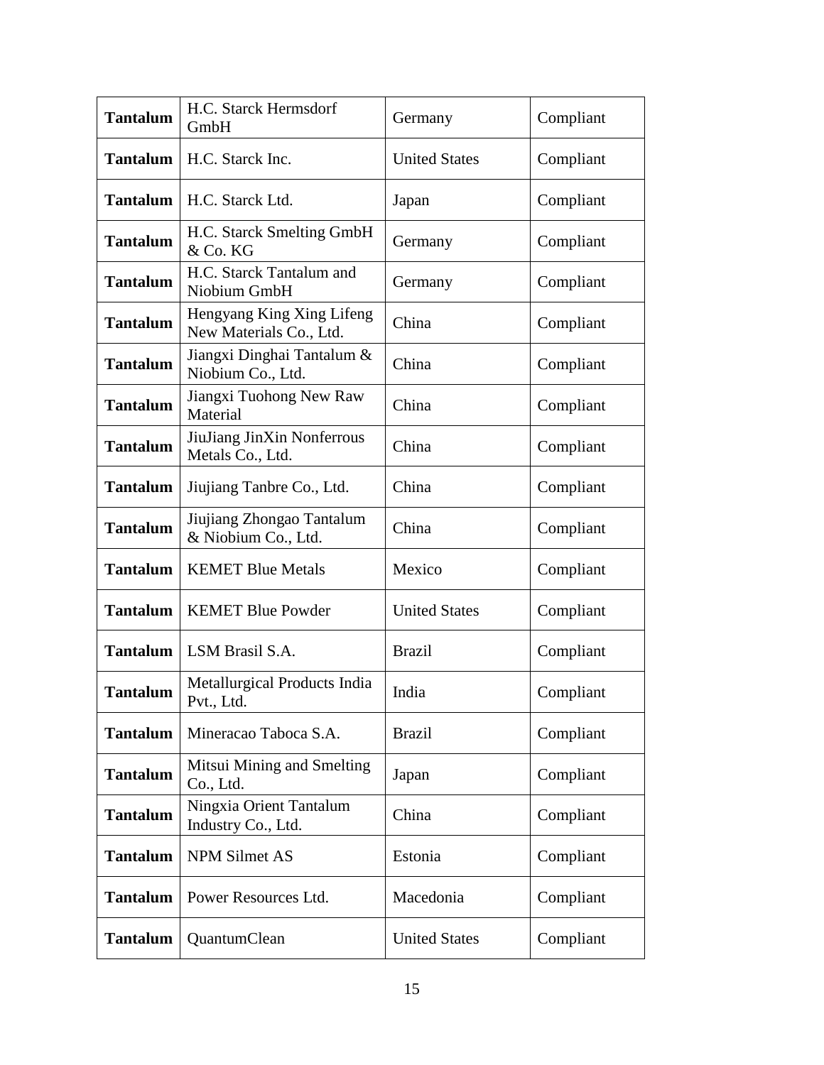| **Tantalum** | H.C. Starck Hermsdorf GmbH | Germany | Compliant |
|---|---|---|---|
| **Tantalum** | H.C. Starck Inc. | United States | Compliant |
| **Tantalum** | H.C. Starck Ltd. | Japan | Compliant |
| **Tantalum** | H.C. Starck Smelting GmbH & Co. KG | Germany | Compliant |
| **Tantalum** | H.C. Starck Tantalum and Niobium GmbH | Germany | Compliant |
| **Tantalum** | Hengyang King Xing Lifeng New Materials Co., Ltd. | China | Compliant |
| **Tantalum** | Jiangxi Dinghai Tantalum & Niobium Co., Ltd. | China | Compliant |
| **Tantalum** | Jiangxi Tuohong New Raw Material | China | Compliant |
| **Tantalum** | JiuJiang JinXin Nonferrous Metals Co., Ltd. | China | Compliant |
| **Tantalum** | Jiujiang Tanbre Co., Ltd. | China | Compliant |
| **Tantalum** | Jiujiang Zhongao Tantalum & Niobium Co., Ltd. | China | Compliant |
| **Tantalum** | KEMET Blue Metals | Mexico | Compliant |
| **Tantalum** | KEMET Blue Powder | United States | Compliant |
| **Tantalum** | LSM Brasil S.A. | Brazil | Compliant |
| **Tantalum** | Metallurgical Products India Pvt., Ltd. | India | Compliant |
| **Tantalum** | Mineracao Taboca S.A. | Brazil | Compliant |
| **Tantalum** | Mitsui Mining and Smelting Co., Ltd. | Japan | Compliant |
| **Tantalum** | Ningxia Orient Tantalum Industry Co., Ltd. | China | Compliant |
| **Tantalum** | NPM Silmet AS | Estonia | Compliant |
| **Tantalum** | Power Resources Ltd. | Macedonia | Compliant |
| **Tantalum** | QuantumClean | United States | Compliant |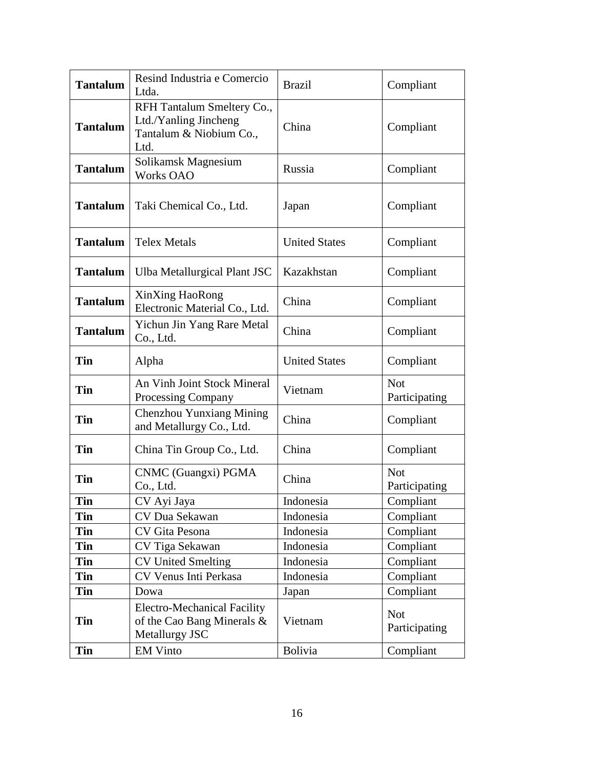| **Tantalum** | Resind Industria e Comercio Ltda. | Brazil | Compliant |
|---|---|---|---|
| **Tantalum** | RFH Tantalum Smeltery Co., Ltd./Yanling Jincheng Tantalum & Niobium Co., Ltd. | China | Compliant |
| **Tantalum** | Solikamsk Magnesium Works OAO | Russia | Compliant |
| **Tantalum** | Taki Chemical Co., Ltd. | Japan | Compliant |
| **Tantalum** | Telex Metals | United States | Compliant |
| **Tantalum** | Ulba Metallurgical Plant JSC | Kazakhstan | Compliant |
| **Tantalum** | XinXing HaoRong Electronic Material Co., Ltd. | China | Compliant |
| **Tantalum** | Yichun Jin Yang Rare Metal Co., Ltd. | China | Compliant |
| **Tin** | Alpha | United States | Compliant |
| **Tin** | An Vinh Joint Stock Mineral Processing Company | Vietnam | Not Participating |
| **Tin** | Chenzhou Yunxiang Mining and Metallurgy Co., Ltd. | China | Compliant |
| **Tin** | China Tin Group Co., Ltd. | China | Compliant |
| **Tin** | CNMC (Guangxi) PGMA Co., Ltd. | China | Not Participating |
| **Tin** | CV Ayi Jaya | Indonesia | Compliant |
| **Tin** | CV Dua Sekawan | Indonesia | Compliant |
| **Tin** | CV Gita Pesona | Indonesia | Compliant |
| **Tin** | CV Tiga Sekawan | Indonesia | Compliant |
| **Tin** | CV United Smelting | Indonesia | Compliant |
| **Tin** | CV Venus Inti Perkasa | Indonesia | Compliant |
| **Tin** | Dowa | Japan | Compliant |
| **Tin** | Electro-Mechanical Facility of the Cao Bang Minerals & Metallurgy JSC | Vietnam | Not Participating |
| **Tin** | EM Vinto | Bolivia | Compliant |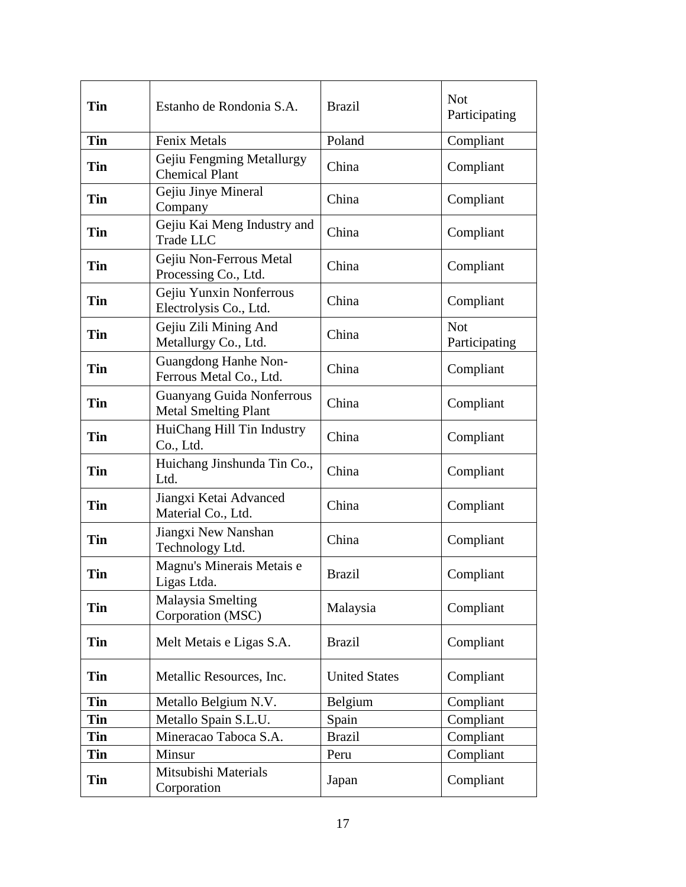| **Tin** | Estanho de Rondonia S.A. | Brazil | Not Participating |
|---|---|---|---|
| **Tin** | Fenix Metals | Poland | Compliant |
| **Tin** | Gejiu Fengming Metallurgy Chemical Plant | China | Compliant |
| **Tin** | Gejiu Jinye Mineral Company | China | Compliant |
| **Tin** | Gejiu Kai Meng Industry and Trade LLC | China | Compliant |
| **Tin** | Gejiu Non-Ferrous Metal Processing Co., Ltd. | China | Compliant |
| **Tin** | Gejiu Yunxin Nonferrous Electrolysis Co., Ltd. | China | Compliant |
| **Tin** | Gejiu Zili Mining And Metallurgy Co., Ltd. | China | Not Participating |
| **Tin** | Guangdong Hanhe Non-Ferrous Metal Co., Ltd. | China | Compliant |
| **Tin** | Guanyang Guida Nonferrous Metal Smelting Plant | China | Compliant |
| **Tin** | HuiChang Hill Tin Industry Co., Ltd. | China | Compliant |
| **Tin** | Huichang Jinshunda Tin Co., Ltd. | China | Compliant |
| **Tin** | Jiangxi Ketai Advanced Material Co., Ltd. | China | Compliant |
| **Tin** | Jiangxi New Nanshan Technology Ltd. | China | Compliant |
| **Tin** | Magnu's Minerais Metais e Ligas Ltda. | Brazil | Compliant |
| **Tin** | Malaysia Smelting Corporation (MSC) | Malaysia | Compliant |
| **Tin** | Melt Metais e Ligas S.A. | Brazil | Compliant |
| **Tin** | Metallic Resources, Inc. | United States | Compliant |
| **Tin** | Metallo Belgium N.V. | Belgium | Compliant |
| **Tin** | Metallo Spain S.L.U. | Spain | Compliant |
| **Tin** | Mineracao Taboca S.A. | Brazil | Compliant |
| **Tin** | Minsur | Peru | Compliant |
| **Tin** | Mitsubishi Materials Corporation | Japan | Compliant |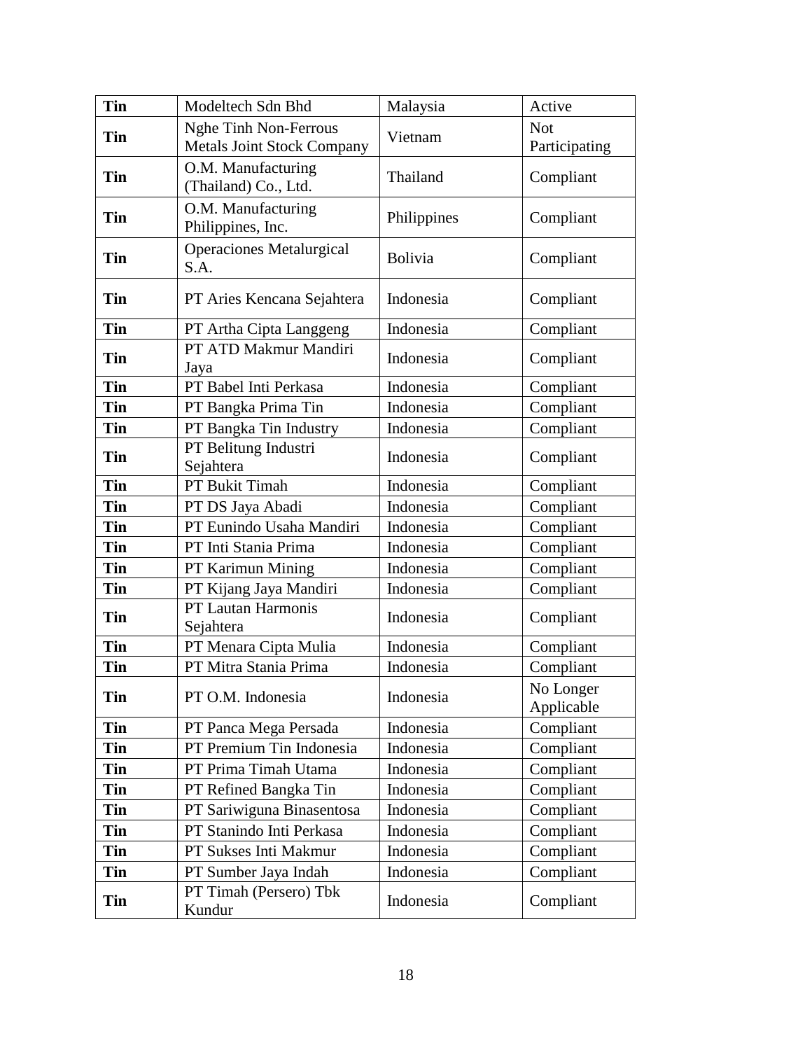| Tin | Modeltech Sdn Bhd | Malaysia | Active |
|---|---|---|---|
| Tin | Nghe Tinh Non-Ferrous Metals Joint Stock Company | Vietnam | Not Participating |
| Tin | O.M. Manufacturing (Thailand) Co., Ltd. | Thailand | Compliant |
| Tin | O.M. Manufacturing Philippines, Inc. | Philippines | Compliant |
| Tin | Operaciones Metalurgical S.A. | Bolivia | Compliant |
| Tin | PT Aries Kencana Sejahtera | Indonesia | Compliant |
| Tin | PT Artha Cipta Langgeng | Indonesia | Compliant |
| Tin | PT ATD Makmur Mandiri Jaya | Indonesia | Compliant |
| Tin | PT Babel Inti Perkasa | Indonesia | Compliant |
| Tin | PT Bangka Prima Tin | Indonesia | Compliant |
| Tin | PT Bangka Tin Industry | Indonesia | Compliant |
| Tin | PT Belitung Industri Sejahtera | Indonesia | Compliant |
| Tin | PT Bukit Timah | Indonesia | Compliant |
| Tin | PT DS Jaya Abadi | Indonesia | Compliant |
| Tin | PT Eunindo Usaha Mandiri | Indonesia | Compliant |
| Tin | PT Inti Stania Prima | Indonesia | Compliant |
| Tin | PT Karimun Mining | Indonesia | Compliant |
| Tin | PT Kijang Jaya Mandiri | Indonesia | Compliant |
| Tin | PT Lautan Harmonis Sejahtera | Indonesia | Compliant |
| Tin | PT Menara Cipta Mulia | Indonesia | Compliant |
| Tin | PT Mitra Stania Prima | Indonesia | Compliant |
| Tin | PT O.M. Indonesia | Indonesia | No Longer Applicable |
| Tin | PT Panca Mega Persada | Indonesia | Compliant |
| Tin | PT Premium Tin Indonesia | Indonesia | Compliant |
| Tin | PT Prima Timah Utama | Indonesia | Compliant |
| Tin | PT Refined Bangka Tin | Indonesia | Compliant |
| Tin | PT Sariwiguna Binasentosa | Indonesia | Compliant |
| Tin | PT Stanindo Inti Perkasa | Indonesia | Compliant |
| Tin | PT Sukses Inti Makmur | Indonesia | Compliant |
| Tin | PT Sumber Jaya Indah | Indonesia | Compliant |
| Tin | PT Timah (Persero) Tbk Kundur | Indonesia | Compliant |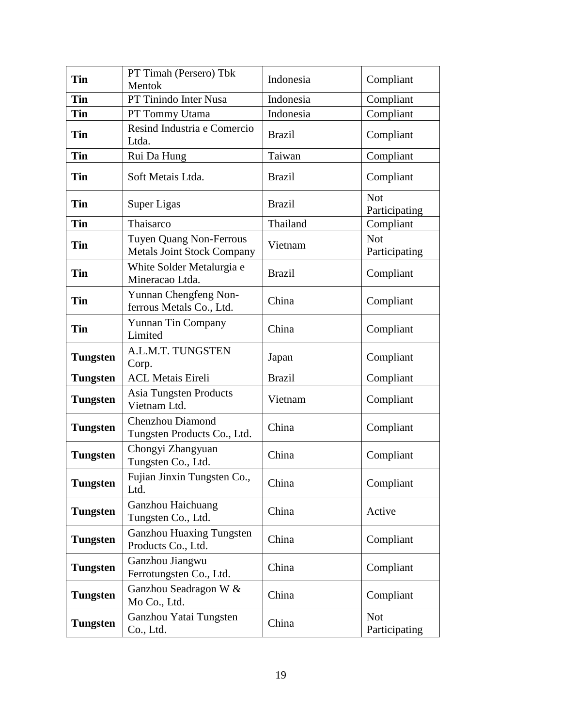| Tin | PT Timah (Persero) Tbk Mentok | Indonesia | Compliant |
|---|---|---|---|
| **Tin** | PT Tinindo Inter Nusa | Indonesia | Compliant |
| **Tin** | PT Tommy Utama | Indonesia | Compliant |
| **Tin** | Resind Industria e Comercio Ltda. | Brazil | Compliant |
| **Tin** | Rui Da Hung | Taiwan | Compliant |
| **Tin** | Soft Metais Ltda. | Brazil | Compliant |
| **Tin** | Super Ligas | Brazil | Not Participating |
| **Tin** | Thaisarco | Thailand | Compliant |
| **Tin** | Tuyen Quang Non-Ferrous Metals Joint Stock Company | Vietnam | Not Participating |
| **Tin** | White Solder Metalurgia e Mineracao Ltda. | Brazil | Compliant |
| **Tin** | Yunnan Chengfeng Non-ferrous Metals Co., Ltd. | China | Compliant |
| **Tin** | Yunnan Tin Company Limited | China | Compliant |
| **Tungsten** | A.L.M.T. TUNGSTEN Corp. | Japan | Compliant |
| **Tungsten** | ACL Metais Eireli | Brazil | Compliant |
| **Tungsten** | Asia Tungsten Products Vietnam Ltd. | Vietnam | Compliant |
| **Tungsten** | Chenzhou Diamond Tungsten Products Co., Ltd. | China | Compliant |
| **Tungsten** | Chongyi Zhangyuan Tungsten Co., Ltd. | China | Compliant |
| **Tungsten** | Fujian Jinxin Tungsten Co., Ltd. | China | Compliant |
| **Tungsten** | Ganzhou Haichuang Tungsten Co., Ltd. | China | Active |
| **Tungsten** | Ganzhou Huaxing Tungsten Products Co., Ltd. | China | Compliant |
| **Tungsten** | Ganzhou Jiangwu Ferrotungsten Co., Ltd. | China | Compliant |
| **Tungsten** | Ganzhou Seadragon W & Mo Co., Ltd. | China | Compliant |
| **Tungsten** | Ganzhou Yatai Tungsten Co., Ltd. | China | Not Participating |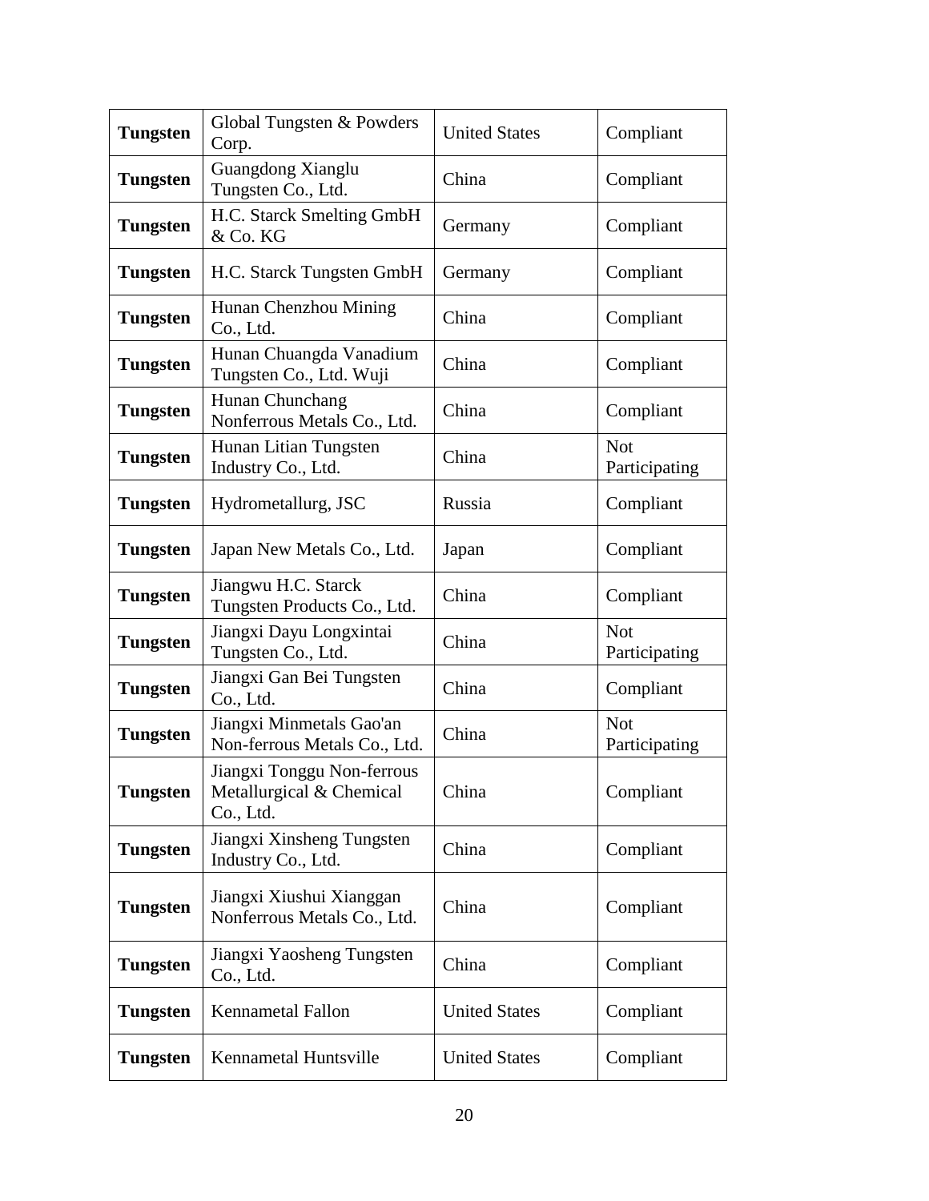| **Tungsten** | Global Tungsten & Powders Corp. | United States | Compliant |
|---|---|---|---|
| **Tungsten** | Guangdong Xianglu Tungsten Co., Ltd. | China | Compliant |
| **Tungsten** | H.C. Starck Smelting GmbH & Co. KG | Germany | Compliant |
| **Tungsten** | H.C. Starck Tungsten GmbH | Germany | Compliant |
| **Tungsten** | Hunan Chenzhou Mining Co., Ltd. | China | Compliant |
| **Tungsten** | Hunan Chuangda Vanadium Tungsten Co., Ltd. Wuji | China | Compliant |
| **Tungsten** | Hunan Chunchang Nonferrous Metals Co., Ltd. | China | Compliant |
| **Tungsten** | Hunan Litian Tungsten Industry Co., Ltd. | China | Not Participating |
| **Tungsten** | Hydrometallurg, JSC | Russia | Compliant |
| **Tungsten** | Japan New Metals Co., Ltd. | Japan | Compliant |
| **Tungsten** | Jiangwu H.C. Starck Tungsten Products Co., Ltd. | China | Compliant |
| **Tungsten** | Jiangxi Dayu Longxintai Tungsten Co., Ltd. | China | Not Participating |
| **Tungsten** | Jiangxi Gan Bei Tungsten Co., Ltd. | China | Compliant |
| **Tungsten** | Jiangxi Minmetals Gao'an Non-ferrous Metals Co., Ltd. | China | Not Participating |
| **Tungsten** | Jiangxi Tonggu Non-ferrous Metallurgical & Chemical Co., Ltd. | China | Compliant |
| **Tungsten** | Jiangxi Xinsheng Tungsten Industry Co., Ltd. | China | Compliant |
| **Tungsten** | Jiangxi Xiushui Xianggan Nonferrous Metals Co., Ltd. | China | Compliant |
| **Tungsten** | Jiangxi Yaosheng Tungsten Co., Ltd. | China | Compliant |
| **Tungsten** | Kennametal Fallon | United States | Compliant |
| **Tungsten** | Kennametal Huntsville | United States | Compliant |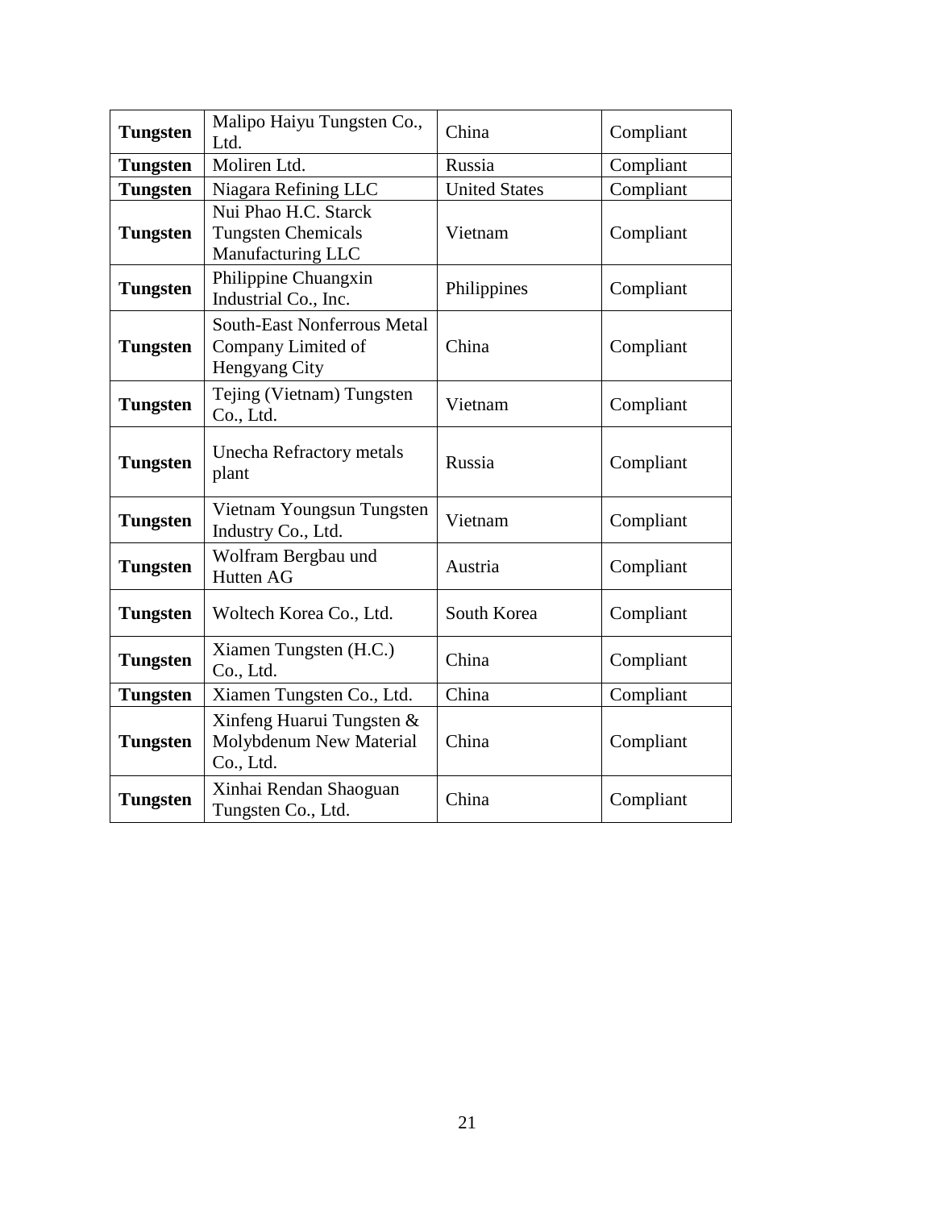| **Tungsten** | Malipo Haiyu Tungsten Co., Ltd. | China | Compliant |
|---|---|---|---|
| **Tungsten** | Moliren Ltd. | Russia | Compliant |
| **Tungsten** | Niagara Refining LLC | United States | Compliant |
| **Tungsten** | Nui Phao H.C. Starck Tungsten Chemicals Manufacturing LLC | Vietnam | Compliant |
| **Tungsten** | Philippine Chuangxin Industrial Co., Inc. | Philippines | Compliant |
| **Tungsten** | South-East Nonferrous Metal Company Limited of Hengyang City | China | Compliant |
| **Tungsten** | Tejing (Vietnam) Tungsten Co., Ltd. | Vietnam | Compliant |
| **Tungsten** | Unecha Refractory metals plant | Russia | Compliant |
| **Tungsten** | Vietnam Youngsun Tungsten Industry Co., Ltd. | Vietnam | Compliant |
| **Tungsten** | Wolfram Bergbau und Hutten AG | Austria | Compliant |
| **Tungsten** | Woltech Korea Co., Ltd. | South Korea | Compliant |
| **Tungsten** | Xiamen Tungsten (H.C.) Co., Ltd. | China | Compliant |
| **Tungsten** | Xiamen Tungsten Co., Ltd. | China | Compliant |
| **Tungsten** | Xinfeng Huarui Tungsten & Molybdenum New Material Co., Ltd. | China | Compliant |
| **Tungsten** | Xinhai Rendan Shaoguan Tungsten Co., Ltd. | China | Compliant |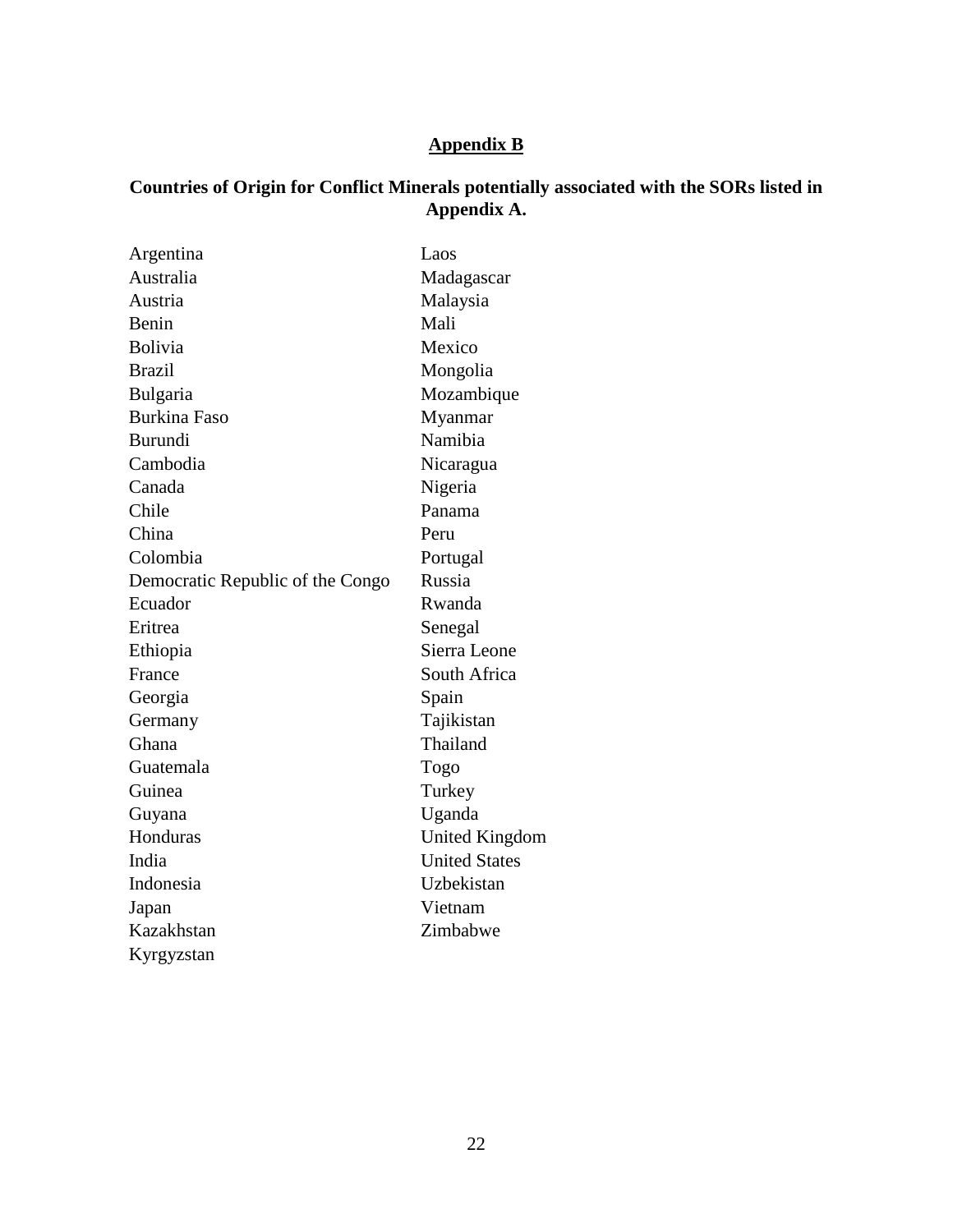## Appendix B

**Countries of Origin for Conflict Minerals potentially associated with the SORs listed in Appendix A.**

Argentina
Australia
Austria
Benin
Bolivia
Brazil
Bulgaria
Burkina Faso
Burundi
Cambodia
Canada
Chile
China
Colombia
Democratic Republic of the Congo
Ecuador
Eritrea
Ethiopia
France
Georgia
Germany
Ghana
Guatemala
Guinea
Guyana
Honduras
India
Indonesia
Japan
Kazakhstan
Kyrgyzstan
Laos
Madagascar
Malaysia
Mali
Mexico
Mongolia
Mozambique
Myanmar
Namibia
Nicaragua
Nigeria
Panama
Peru
Portugal
Russia
Rwanda
Senegal
Sierra Leone
South Africa
Spain
Tajikistan
Thailand
Togo
Turkey
Uganda
United Kingdom
United States
Uzbekistan
Vietnam
Zimbabwe